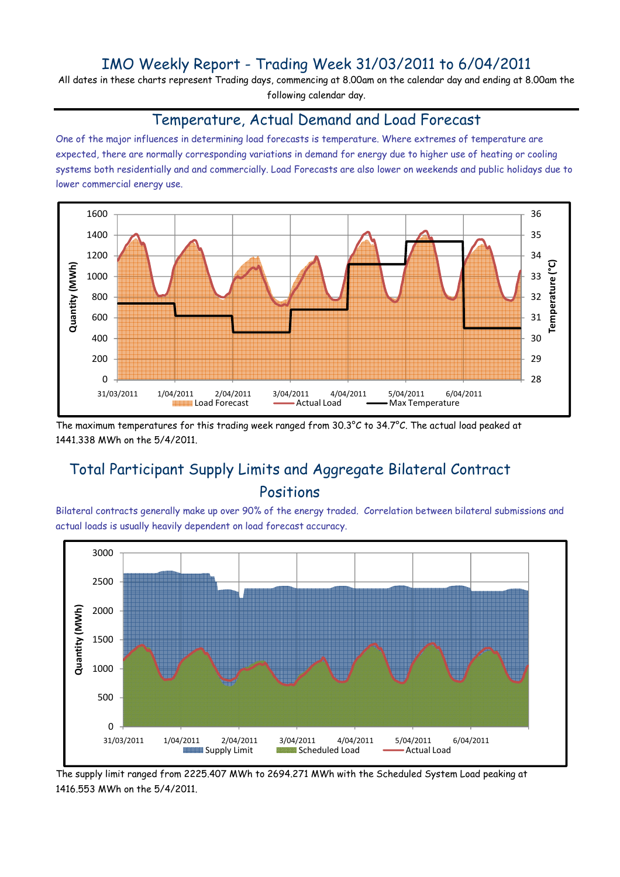# IMO Weekly Report - Trading Week 31/03/2011 to 6/04/2011

All dates in these charts represent Trading days, commencing at 8.00am on the calendar day and ending at 8.00am the following calendar day.

## Temperature, Actual Demand and Load Forecast

One of the major influences in determining load forecasts is temperature. Where extremes of temperature are expected, there are normally corresponding variations in demand for energy due to higher use of heating or cooling systems both residentially and and commercially. Load Forecasts are also lower on weekends and public holidays due to lower commercial energy use.

The maximum temperatures for this trading week ranged from 30.3°C to 34.7°C. The actual load peaked at 1441.338 MWh on the 5/4/2011.

## Total Participant Supply Limits and Aggregate Bilateral Contract Positions

Bilateral contracts generally make up over 90% of the energy traded. Correlation between bilateral submissions and actual loads is usually heavily dependent on load forecast accuracy.

The supply limit ranged from 2225.407 MWh to 2694.271 MWh with the Scheduled System Load peaking at 1416.553 MWh on the 5/4/2011.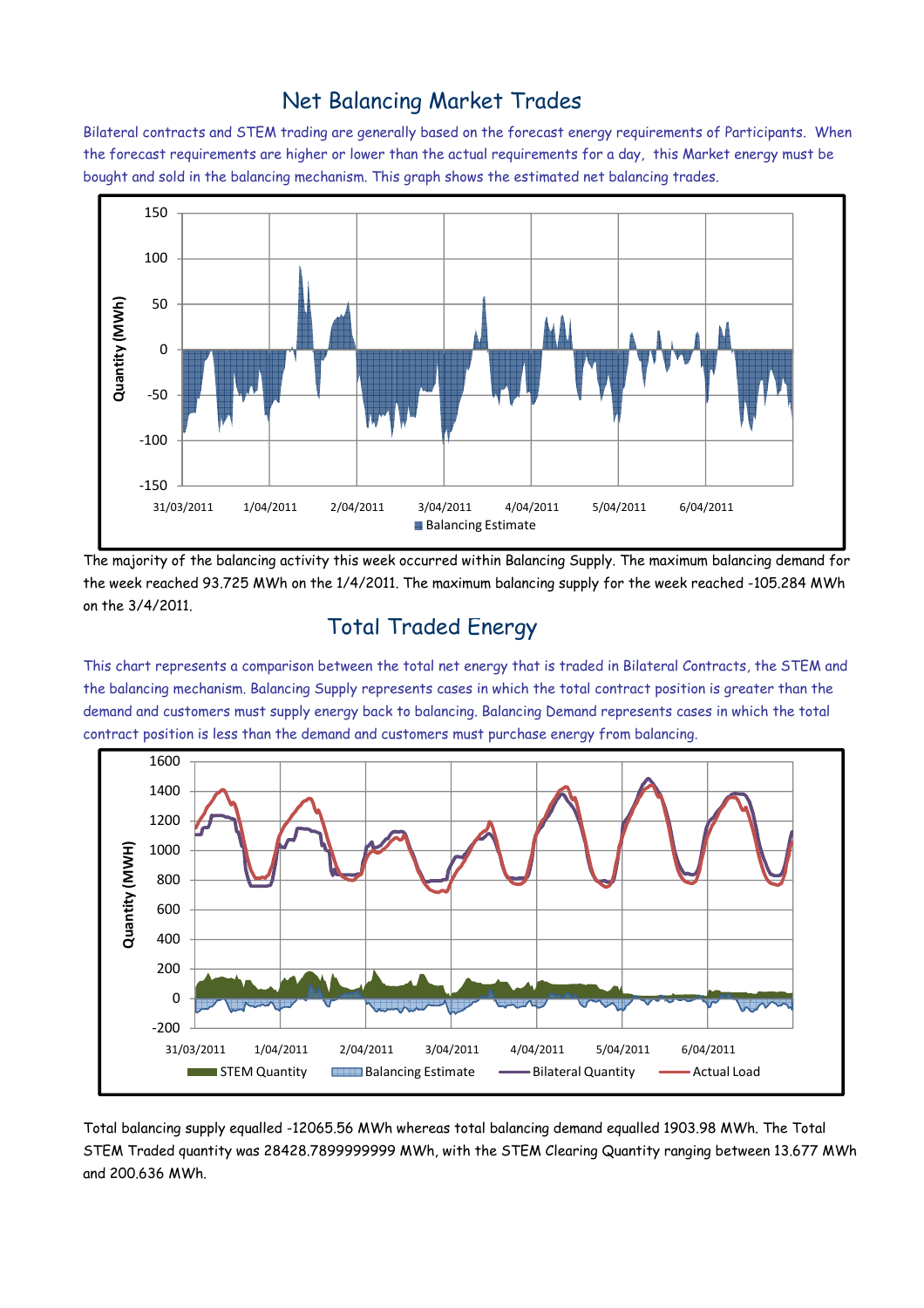## Net Balancing Market Trades

Bilateral contracts and STEM trading are generally based on the forecast energy requirements of Participants. When the forecast requirements are higher or lower than the actual requirements for a day, this Market energy must be bought and sold in the balancing mechanism. This graph shows the estimated net balancing trades.

The majority of the balancing activity this week occurred within Balancing Supply. The maximum balancing demand for the week reached 93.725 MWh on the 1/4/2011. The maximum balancing supply for the week reached -105.284 MWh on the 3/4/2011.

## Total Traded Energy

This chart represents a comparison between the total net energy that is traded in Bilateral Contracts, the STEM and the balancing mechanism. Balancing Supply represents cases in which the total contract position is greater than the demand and customers must supply energy back to balancing. Balancing Demand represents cases in which the total contract position is less than the demand and customers must purchase energy from balancing.

Total balancing supply equalled -12065.56 MWh whereas total balancing demand equalled 1903.98 MWh. The Total STEM Traded quantity was 28428.7899999999 MWh, with the STEM Clearing Quantity ranging between 13.677 MWh and 200.636 MWh.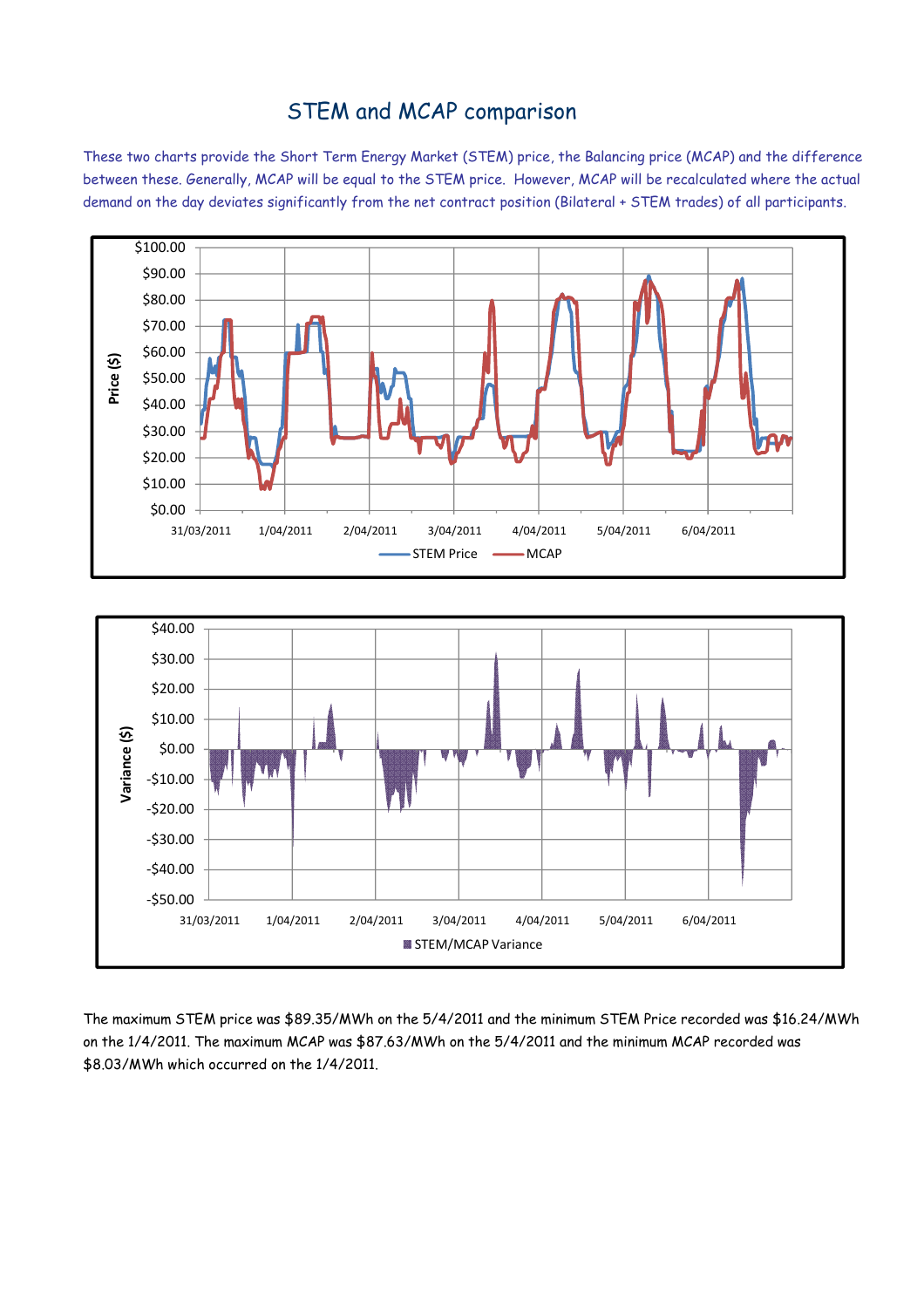# STEM and MCAP comparison

These two charts provide the Short Term Energy Market (STEM) price, the Balancing price (MCAP) and the difference between these. Generally, MCAP will be equal to the STEM price. However, MCAP will be recalculated where the actual demand on the day deviates significantly from the net contract position (Bilateral + STEM trades) of all participants.

Price ($)

$100.00
$90.00
$80.00
$70.00
$60.00
$50.00
$40.00
$30.00
$20.00
$10.00
$0.00

31/03/2011 1/04/2011 2/04/2011 3/04/2011 4/04/2011 5/04/2011 6/04/2011

STEM Price MCAP

Variance ($)

$40.00
$30.00
$20.00
$10.00
$0.00
-$10.00
-$20.00
-$30.00
-$40.00
-$50.00

31/03/2011 1/04/2011 2/04/2011 3/04/2011 4/04/2011 5/04/2011 6/04/2011

STEM/MCAP Variance

The maximum STEM price was $89.35/MWh on the 5/4/2011 and the minimum STEM Price recorded was $16.24/MWh on the 1/4/2011. The maximum MCAP was $87.63/MWh on the 5/4/2011 and the minimum MCAP recorded was $8.03/MWh which occurred on the 1/4/2011.